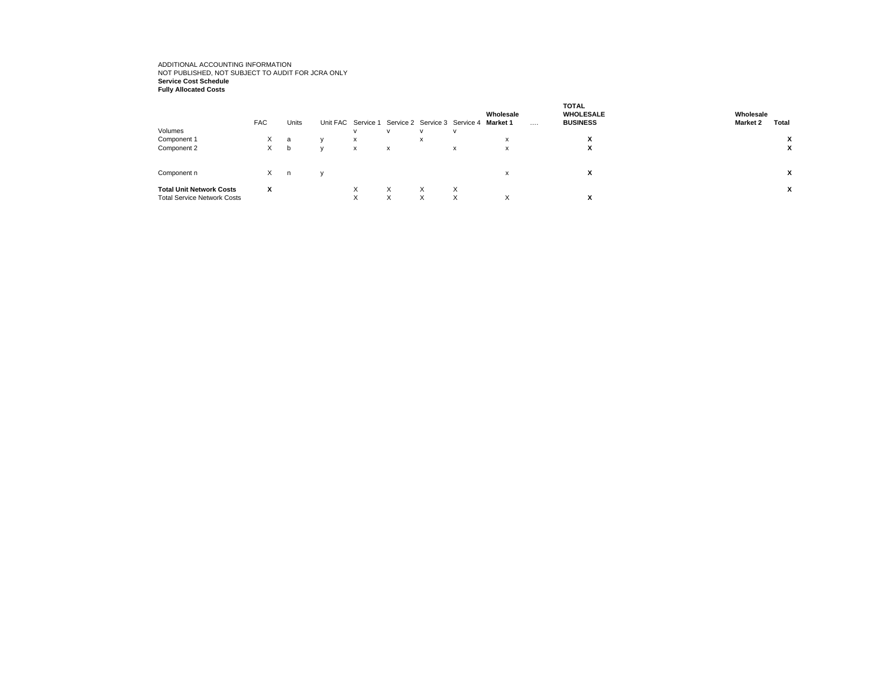ADDITIONAL ACCOUNTING INFORMATION
NOT PUBLISHED, NOT SUBJECT TO AUDIT FOR JCRA ONLY
**Service Cost Schedule**
**Fully Allocated Costs**

| | FAC | Units | Unit FAC | Service 1 | Service 2 | Service 3 | Service 4 | **Wholesale Market 1** | .... | **TOTAL WHOLESALE BUSINESS** | **Wholesale Market 2** | **Total** |
|---|---|---|---|---|---|---|---|---|---|---|---|---|
| Volumes | | | | v | v | v | v | | | | | |
| Component 1 | X | a | y | x | | x | | x | | **X** | | **X** |
| Component 2 | X | b | y | x | x | | x | x | | **X** | | **X** |
| | | | | | | | | | | | | |
| Component n | X | n | y | | | | | x | | **X** | | **X** |
| **Total Unit Network Costs** | **X** | | | X | X | X | X | | | | | **X** |
| Total Service Network Costs | | | | X | X | X | X | X | | **X** | | |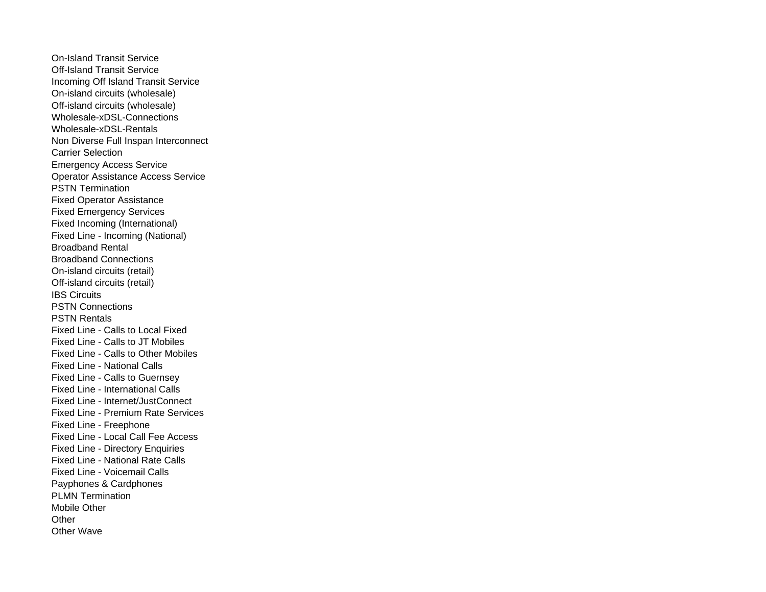On-Island Transit Service
Off-Island Transit Service
Incoming Off Island Transit Service
On-island circuits (wholesale)
Off-island circuits (wholesale)
Wholesale-xDSL-Connections
Wholesale-xDSL-Rentals
Non Diverse Full Inspan Interconnect
Carrier Selection
Emergency Access Service
Operator Assistance Access Service
PSTN Termination
Fixed Operator Assistance
Fixed Emergency Services
Fixed Incoming (International)
Fixed Line - Incoming (National)
Broadband Rental
Broadband Connections
On-island circuits (retail)
Off-island circuits (retail)
IBS Circuits
PSTN Connections
PSTN Rentals
Fixed Line - Calls to Local Fixed
Fixed Line - Calls to JT Mobiles
Fixed Line - Calls to Other Mobiles
Fixed Line - National Calls
Fixed Line - Calls to Guernsey
Fixed Line - International Calls
Fixed Line - Internet/JustConnect
Fixed Line - Premium Rate Services
Fixed Line - Freephone
Fixed Line - Local Call Fee Access
Fixed Line - Directory Enquiries
Fixed Line - National Rate Calls
Fixed Line - Voicemail Calls
Payphones & Cardphones
PLMN Termination
Mobile Other
Other
Other Wave